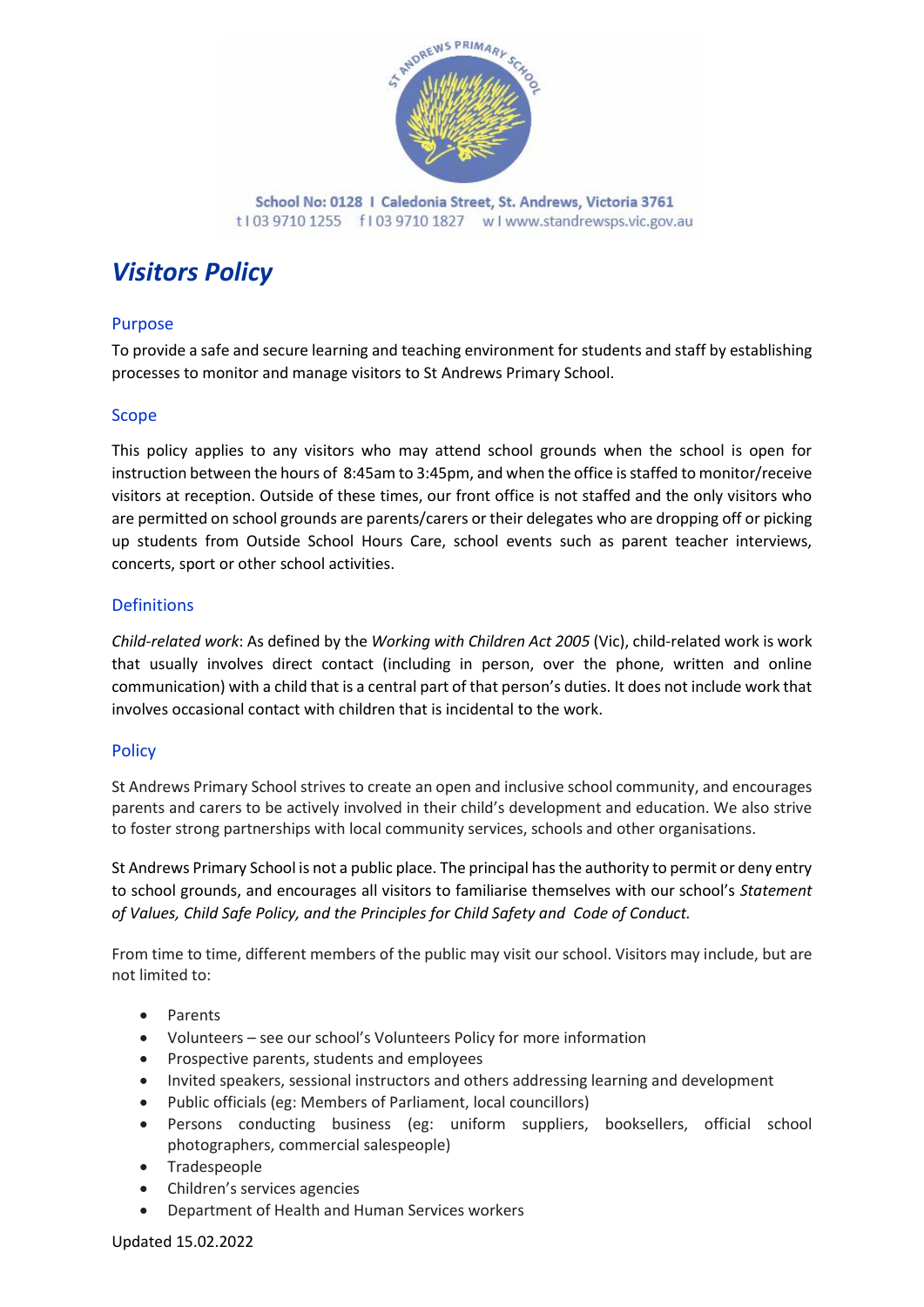School No: 0128 I Caledonia Street, St. Andrews, Victoria 3761
t I 03 9710 1255 f I 03 9710 1827 w I www.standrewsps.vic.gov.au

# *Visitors Policy*

## Purpose

To provide a safe and secure learning and teaching environment for students and staff by establishing processes to monitor and manage visitors to St Andrews Primary School.

## Scope

This policy applies to any visitors who may attend school grounds when the school is open for instruction between the hours of 8:45am to 3:45pm, and when the office is staffed to monitor/receive visitors at reception. Outside of these times, our front office is not staffed and the only visitors who are permitted on school grounds are parents/carers or their delegates who are dropping off or picking up students from Outside School Hours Care, school events such as parent teacher interviews, concerts, sport or other school activities.

## Definitions

*Child-related work*: As defined by the *Working with Children Act 2005* (Vic), child-related work is work that usually involves direct contact (including in person, over the phone, written and online communication) with a child that is a central part of that person's duties. It does not include work that involves occasional contact with children that is incidental to the work.

## Policy

St Andrews Primary School strives to create an open and inclusive school community, and encourages parents and carers to be actively involved in their child's development and education. We also strive to foster strong partnerships with local community services, schools and other organisations.

St Andrews Primary School is not a public place. The principal has the authority to permit or deny entry to school grounds, and encourages all visitors to familiarise themselves with our school's *Statement of Values, Child Safe Policy, and the Principles for Child Safety and Code of Conduct.*

From time to time, different members of the public may visit our school. Visitors may include, but are not limited to:

- Parents
- Volunteers – see our school's Volunteers Policy for more information
- Prospective parents, students and employees
- Invited speakers, sessional instructors and others addressing learning and development
- Public officials (eg: Members of Parliament, local councillors)
- Persons conducting business (eg: uniform suppliers, booksellers, official school photographers, commercial salespeople)
- Tradespeople
- Children's services agencies
- Department of Health and Human Services workers

Updated 15.02.2022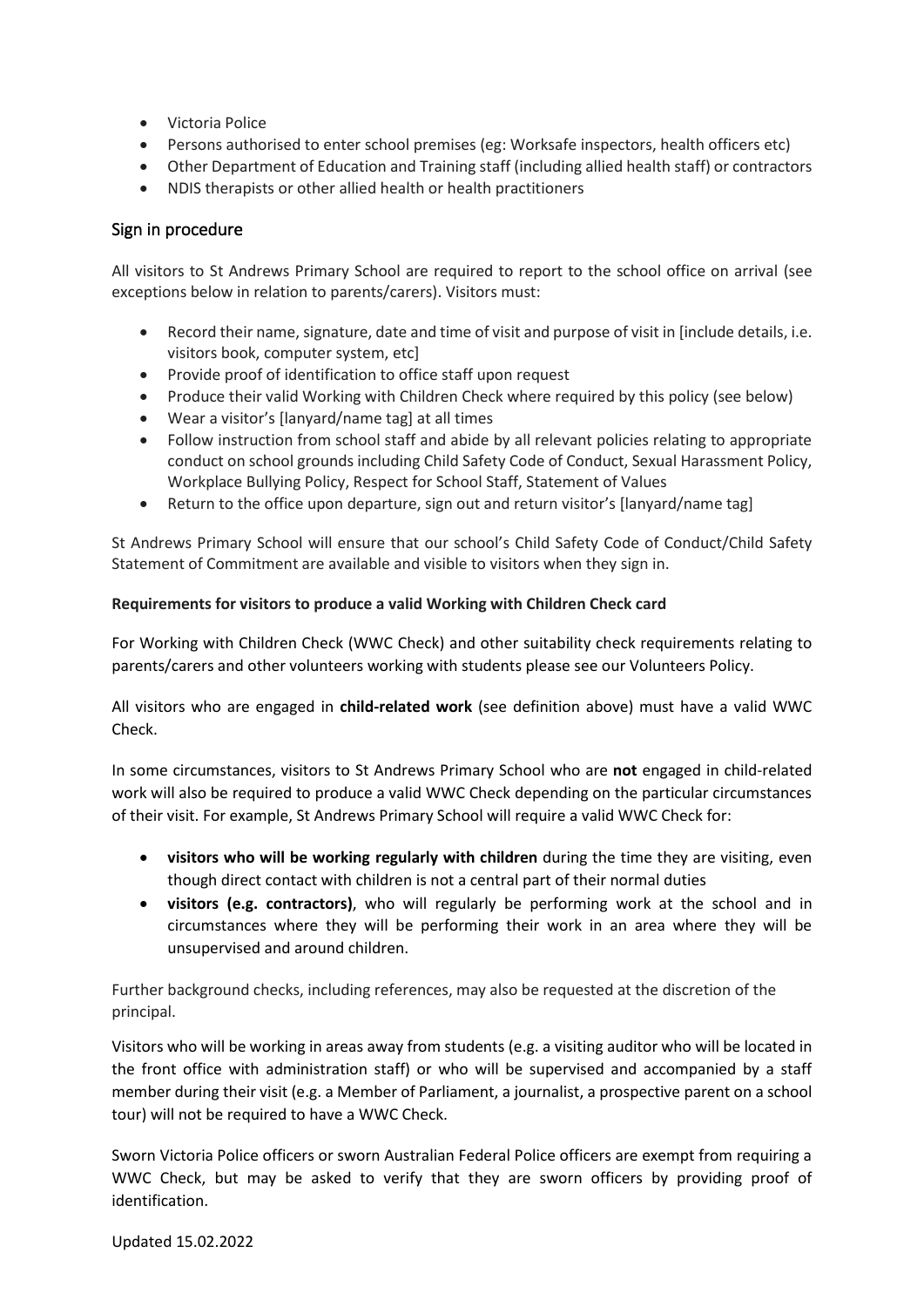- Victoria Police
- Persons authorised to enter school premises (eg: Worksafe inspectors, health officers etc)
- Other Department of Education and Training staff (including allied health staff) or contractors
- NDIS therapists or other allied health or health practitioners

## Sign in procedure

All visitors to St Andrews Primary School are required to report to the school office on arrival (see exceptions below in relation to parents/carers). Visitors must:

- Record their name, signature, date and time of visit and purpose of visit in [include details, i.e. visitors book, computer system, etc]
- Provide proof of identification to office staff upon request
- Produce their valid Working with Children Check where required by this policy (see below)
- Wear a visitor's [lanyard/name tag] at all times
- Follow instruction from school staff and abide by all relevant policies relating to appropriate conduct on school grounds including Child Safety Code of Conduct, Sexual Harassment Policy, Workplace Bullying Policy, Respect for School Staff, Statement of Values
- Return to the office upon departure, sign out and return visitor's [lanyard/name tag]

St Andrews Primary School will ensure that our school's Child Safety Code of Conduct/Child Safety Statement of Commitment are available and visible to visitors when they sign in.

**Requirements for visitors to produce a valid Working with Children Check card**

For Working with Children Check (WWC Check) and other suitability check requirements relating to parents/carers and other volunteers working with students please see our Volunteers Policy.

All visitors who are engaged in **child-related work** (see definition above) must have a valid WWC Check.

In some circumstances, visitors to St Andrews Primary School who are **not** engaged in child-related work will also be required to produce a valid WWC Check depending on the particular circumstances of their visit. For example, St Andrews Primary School will require a valid WWC Check for:

- **visitors who will be working regularly with children** during the time they are visiting, even though direct contact with children is not a central part of their normal duties
- **visitors (e.g. contractors)**, who will regularly be performing work at the school and in circumstances where they will be performing their work in an area where they will be unsupervised and around children.

Further background checks, including references, may also be requested at the discretion of the principal.

Visitors who will be working in areas away from students (e.g. a visiting auditor who will be located in the front office with administration staff) or who will be supervised and accompanied by a staff member during their visit (e.g. a Member of Parliament, a journalist, a prospective parent on a school tour) will not be required to have a WWC Check.

Sworn Victoria Police officers or sworn Australian Federal Police officers are exempt from requiring a WWC Check, but may be asked to verify that they are sworn officers by providing proof of identification.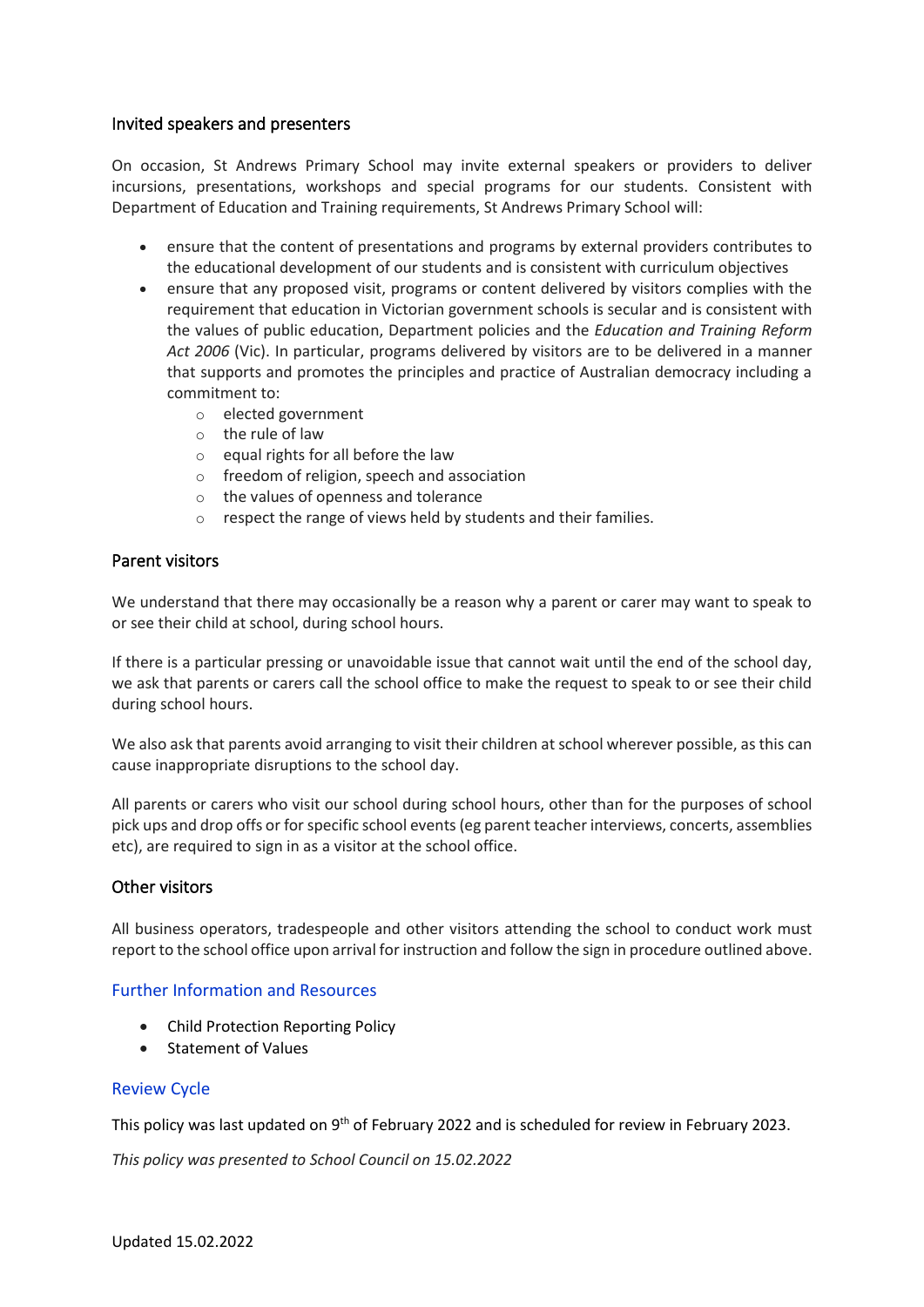## Invited speakers and presenters

On occasion, St Andrews Primary School may invite external speakers or providers to deliver incursions, presentations, workshops and special programs for our students. Consistent with Department of Education and Training requirements, St Andrews Primary School will:

- ensure that the content of presentations and programs by external providers contributes to the educational development of our students and is consistent with curriculum objectives
- ensure that any proposed visit, programs or content delivered by visitors complies with the requirement that education in Victorian government schools is secular and is consistent with the values of public education, Department policies and the *Education and Training Reform Act 2006* (Vic). In particular, programs delivered by visitors are to be delivered in a manner that supports and promotes the principles and practice of Australian democracy including a commitment to:
    - elected government
    - the rule of law
    - equal rights for all before the law
    - freedom of religion, speech and association
    - the values of openness and tolerance
    - respect the range of views held by students and their families.

## Parent visitors

We understand that there may occasionally be a reason why a parent or carer may want to speak to or see their child at school, during school hours.

If there is a particular pressing or unavoidable issue that cannot wait until the end of the school day, we ask that parents or carers call the school office to make the request to speak to or see their child during school hours.

We also ask that parents avoid arranging to visit their children at school wherever possible, as this can cause inappropriate disruptions to the school day.

All parents or carers who visit our school during school hours, other than for the purposes of school pick ups and drop offs or for specific school events (eg parent teacher interviews, concerts, assemblies etc), are required to sign in as a visitor at the school office.

## Other visitors

All business operators, tradespeople and other visitors attending the school to conduct work must report to the school office upon arrival for instruction and follow the sign in procedure outlined above.

## Further Information and Resources

- Child Protection Reporting Policy
- Statement of Values

## Review Cycle

This policy was last updated on 9th of February 2022 and is scheduled for review in February 2023.

*This policy was presented to School Council on 15.02.2022*

Updated 15.02.2022